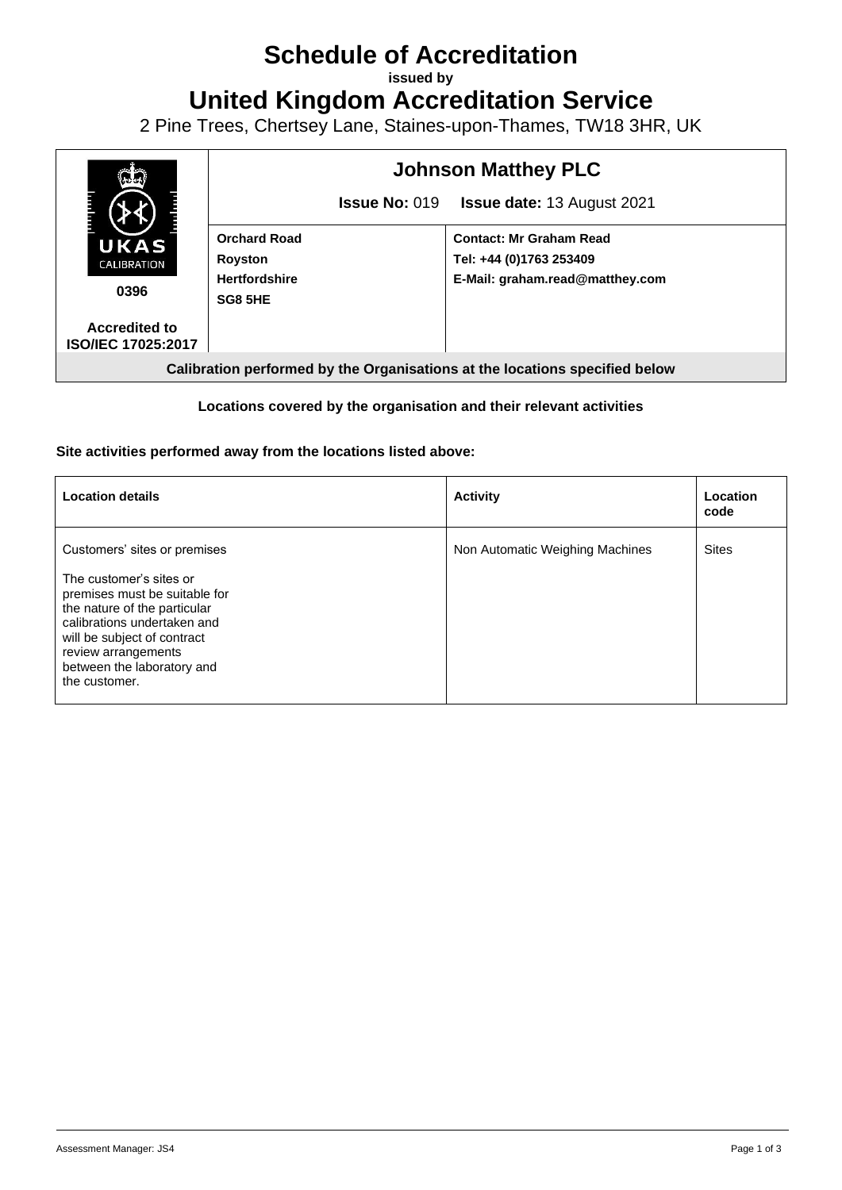# Schedule of Accreditation

**issued by**

# United Kingdom Accreditation Service

2 Pine Trees, Chertsey Lane, Staines-upon-Thames, TW18 3HR, UK

| UKAS CALIBRATION 0396 Accredited to ISO/IEC 17025:2017 | **Johnson Matthey PLC** | |
|---|---|---|
| | **Issue No:** 019 | **Issue date:** 13 August 2021 |
| | **Orchard Road**<br>**Royston**<br>**Hertfordshire**<br>**SG8 5HE** | **Contact: Mr Graham Read**<br>**Tel: +44 (0)1763 253409**<br>**E-Mail: graham.read@matthey.com** |

**Calibration performed by the Organisations at the locations specified below**

**Locations covered by the organisation and their relevant activities**

**Site activities performed away from the locations listed above:**

| **Location details** | **Activity** | **Location code** |
|---|---|---|
| Customers' sites or premises<br><br>The customer's sites or premises must be suitable for the nature of the particular calibrations undertaken and will be subject of contract review arrangements between the laboratory and the customer. | Non Automatic Weighing Machines | Sites |

Assessment Manager: JS4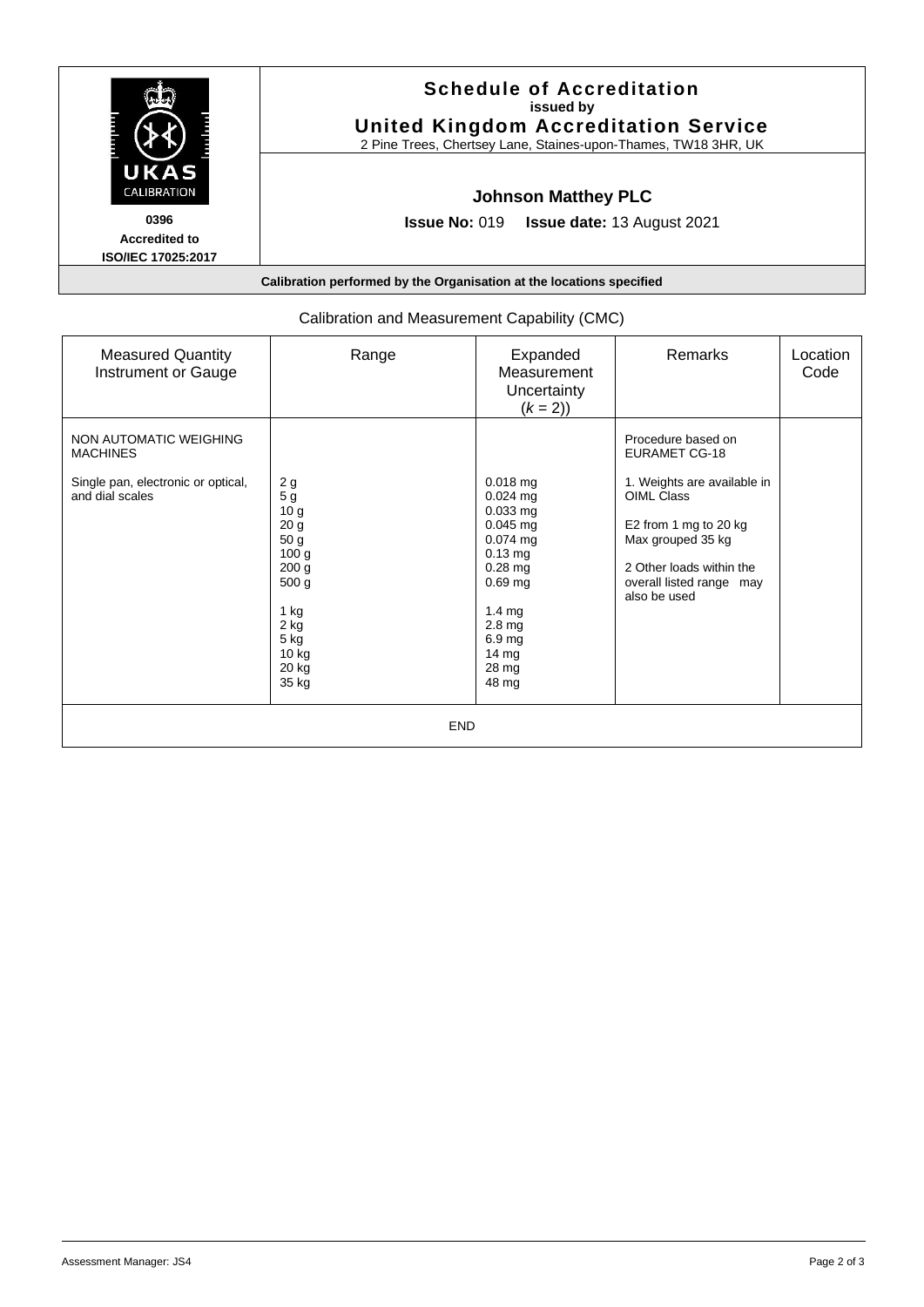# Schedule of Accreditation

**issued by**

**United Kingdom Accreditation Service**

2 Pine Trees, Chertsey Lane, Staines-upon-Thames, TW18 3HR, UK

UKAS CALIBRATION

**0396**

**Accredited to ISO/IEC 17025:2017**

## Johnson Matthey PLC

**Issue No:** 019 **Issue date:** 13 August 2021

**Calibration performed by the Organisation at the locations specified**

Calibration and Measurement Capability (CMC)

| Measured Quantity Instrument or Gauge | Range | Expanded Measurement Uncertainty ($k$ = 2)) | Remarks | Location Code |
|---|---|---|---|---|
| NON AUTOMATIC WEIGHING MACHINES | | | Procedure based on EURAMET CG-18 | |
| Single pan, electronic or optical, and dial scales | 2 g<br>5 g<br>10 g<br>20 g<br>50 g<br>100 g<br>200 g<br>500 g<br><br>1 kg<br>2 kg<br>5 kg<br>10 kg<br>20 kg<br>35 kg | 0.018 mg<br>0.024 mg<br>0.033 mg<br>0.045 mg<br>0.074 mg<br>0.13 mg<br>0.28 mg<br>0.69 mg<br><br>1.4 mg<br>2.8 mg<br>6.9 mg<br>14 mg<br>28 mg<br>48 mg | 1. Weights are available in OIML Class<br><br>E2 from 1 mg to 20 kg<br>Max grouped 35 kg<br><br>2 Other loads within the overall listed range may also be used | |

END

Assessment Manager: JS4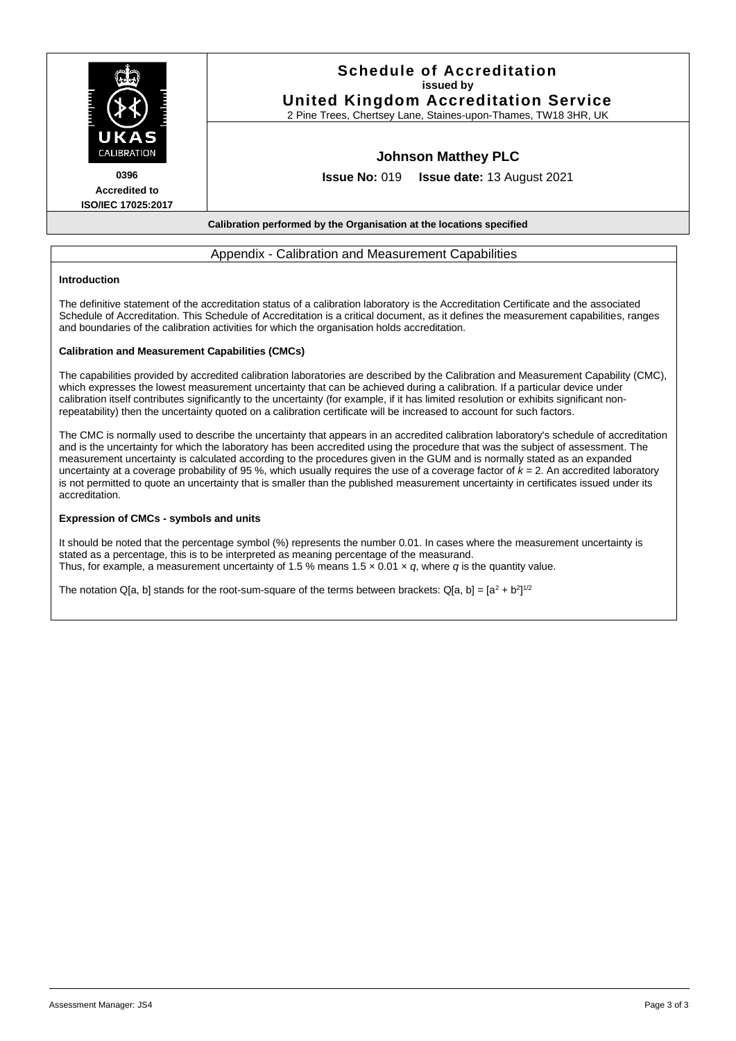# Schedule of Accreditation

**issued by**

**United Kingdom Accreditation Service**

2 Pine Trees, Chertsey Lane, Staines-upon-Thames, TW18 3HR, UK

**0396**
**Accredited to**
**ISO/IEC 17025:2017**

## Johnson Matthey PLC

**Issue No:** 019 **Issue date:** 13 August 2021

**Calibration performed by the Organisation at the locations specified**

## Appendix - Calibration and Measurement Capabilities

**Introduction**

The definitive statement of the accreditation status of a calibration laboratory is the Accreditation Certificate and the associated Schedule of Accreditation. This Schedule of Accreditation is a critical document, as it defines the measurement capabilities, ranges and boundaries of the calibration activities for which the organisation holds accreditation.

**Calibration and Measurement Capabilities (CMCs)**

The capabilities provided by accredited calibration laboratories are described by the Calibration and Measurement Capability (CMC), which expresses the lowest measurement uncertainty that can be achieved during a calibration. If a particular device under calibration itself contributes significantly to the uncertainty (for example, if it has limited resolution or exhibits significant non-repeatability) then the uncertainty quoted on a calibration certificate will be increased to account for such factors.

The CMC is normally used to describe the uncertainty that appears in an accredited calibration laboratory's schedule of accreditation and is the uncertainty for which the laboratory has been accredited using the procedure that was the subject of assessment. The measurement uncertainty is calculated according to the procedures given in the GUM and is normally stated as an expanded uncertainty at a coverage probability of 95 %, which usually requires the use of a coverage factor of $k = 2$. An accredited laboratory is not permitted to quote an uncertainty that is smaller than the published measurement uncertainty in certificates issued under its accreditation.

**Expression of CMCs - symbols and units**

It should be noted that the percentage symbol (%) represents the number 0.01. In cases where the measurement uncertainty is stated as a percentage, this is to be interpreted as meaning percentage of the measurand.
Thus, for example, a measurement uncertainty of 1.5 % means $1.5 \times 0.01 \times q$, where $q$ is the quantity value.

The notation Q[a, b] stands for the root-sum-square of the terms between brackets: $Q[a, b] = [a^2 + b^2]^{1/2}$

Assessment Manager: JS4